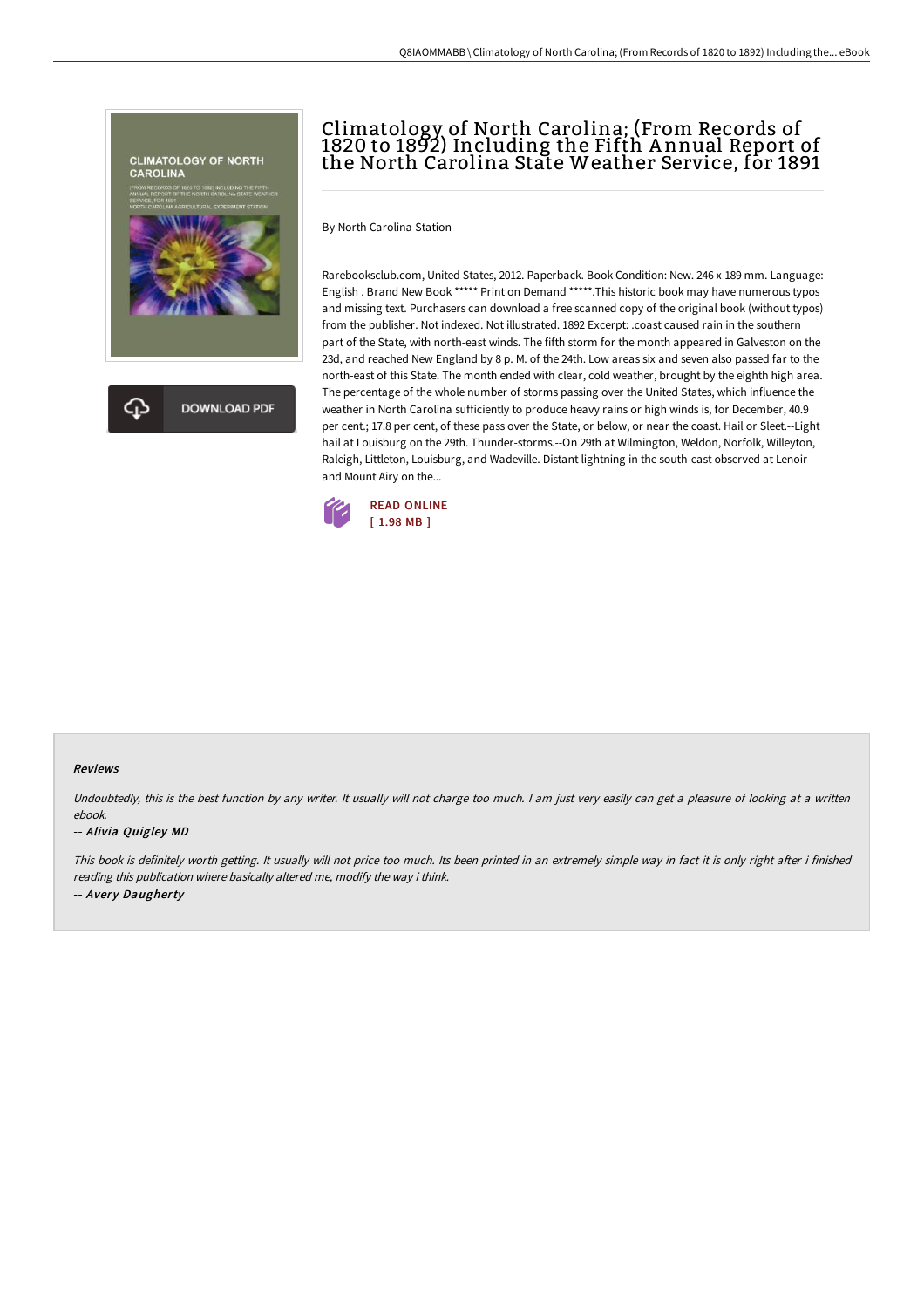# Climatology of North Carolina; (From Records of 1820 to 1892) Including the Fifth Annual Report of the North Carolina State Weather Service, for 1891

By North Carolina Station

Rarebooksclub.com, United States, 2012. Paperback. Book Condition: New. 246 x 189 mm. Language: English . Brand New Book ***** Print on Demand *****.This historic book may have numerous typos and missing text. Purchasers can download a free scanned copy of the original book (without typos) from the publisher. Not indexed. Not illustrated. 1892 Excerpt: .coast caused rain in the southern part of the State, with north-east winds. The fifth storm for the month appeared in Galveston on the 23d, and reached New England by 8 p. M. of the 24th. Low areas six and seven also passed far to the north-east of this State. The month ended with clear, cold weather, brought by the eighth high area. The percentage of the whole number of storms passing over the United States, which influence the weather in North Carolina sufficiently to produce heavy rains or high winds is, for December, 40.9 per cent.; 17.8 per cent, of these pass over the State, or below, or near the coast. Hail or Sleet.--Light hail at Louisburg on the 29th. Thunder-storms.--On 29th at Wilmington, Weldon, Norfolk, Willeyton, Raleigh, Littleton, Louisburg, and Wadeville. Distant lightning in the south-east observed at Lenoir and Mount Airy on the...

READ ONLINE
[ 1.98 MB ]

DOWNLOAD PDF

## Reviews

*Undoubtedly, this is the best function by any writer. It usually will not charge too much. I am just very easily can get a pleasure of looking at a written ebook.*

-- *Alivia Quigley MD*

*This book is definitely worth getting. It usually will not price too much. Its been printed in an extremely simple way in fact it is only right after i finished reading this publication where basically altered me, modify the way i think.*

-- *Avery Daugherty*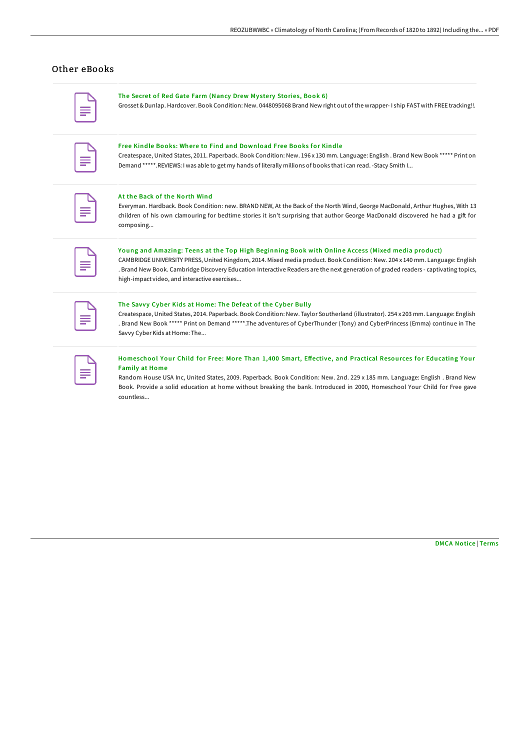## Other eBooks

### The Secret of Red Gate Farm (Nancy Drew Mystery Stories, Book 6)

Grosset & Dunlap. Hardcover. Book Condition: New. 0448095068 Brand New right out of the wrapper- I ship FAST with FREE tracking!!.

### Free Kindle Books: Where to Find and Download Free Books for Kindle

Createspace, United States, 2011. Paperback. Book Condition: New. 196 x 130 mm. Language: English . Brand New Book ***** Print on Demand *****.REVIEWS: I was able to get my hands of literally millions of books that i can read. -Stacy Smith I...

### At the Back of the North Wind

Everyman. Hardback. Book Condition: new. BRAND NEW, At the Back of the North Wind, George MacDonald, Arthur Hughes, With 13 children of his own clamouring for bedtime stories it isn't surprising that author George MacDonald discovered he had a gift for composing...

### Young and Amazing: Teens at the Top High Beginning Book with Online Access (Mixed media product)

CAMBRIDGE UNIVERSITY PRESS, United Kingdom, 2014. Mixed media product. Book Condition: New. 204 x 140 mm. Language: English . Brand New Book. Cambridge Discovery Education Interactive Readers are the next generation of graded readers - captivating topics, high-impact video, and interactive exercises...

### The Savvy Cyber Kids at Home: The Defeat of the Cyber Bully

Createspace, United States, 2014. Paperback. Book Condition: New. Taylor Southerland (illustrator). 254 x 203 mm. Language: English . Brand New Book ***** Print on Demand *****.The adventures of CyberThunder (Tony) and CyberPrincess (Emma) continue in The Savvy Cyber Kids at Home: The...

### Homeschool Your Child for Free: More Than 1,400 Smart, Effective, and Practical Resources for Educating Your Family at Home

Random House USA Inc, United States, 2009. Paperback. Book Condition: New. 2nd. 229 x 185 mm. Language: English . Brand New Book. Provide a solid education at home without breaking the bank. Introduced in 2000, Homeschool Your Child for Free gave countless...

DMCA Notice | Terms